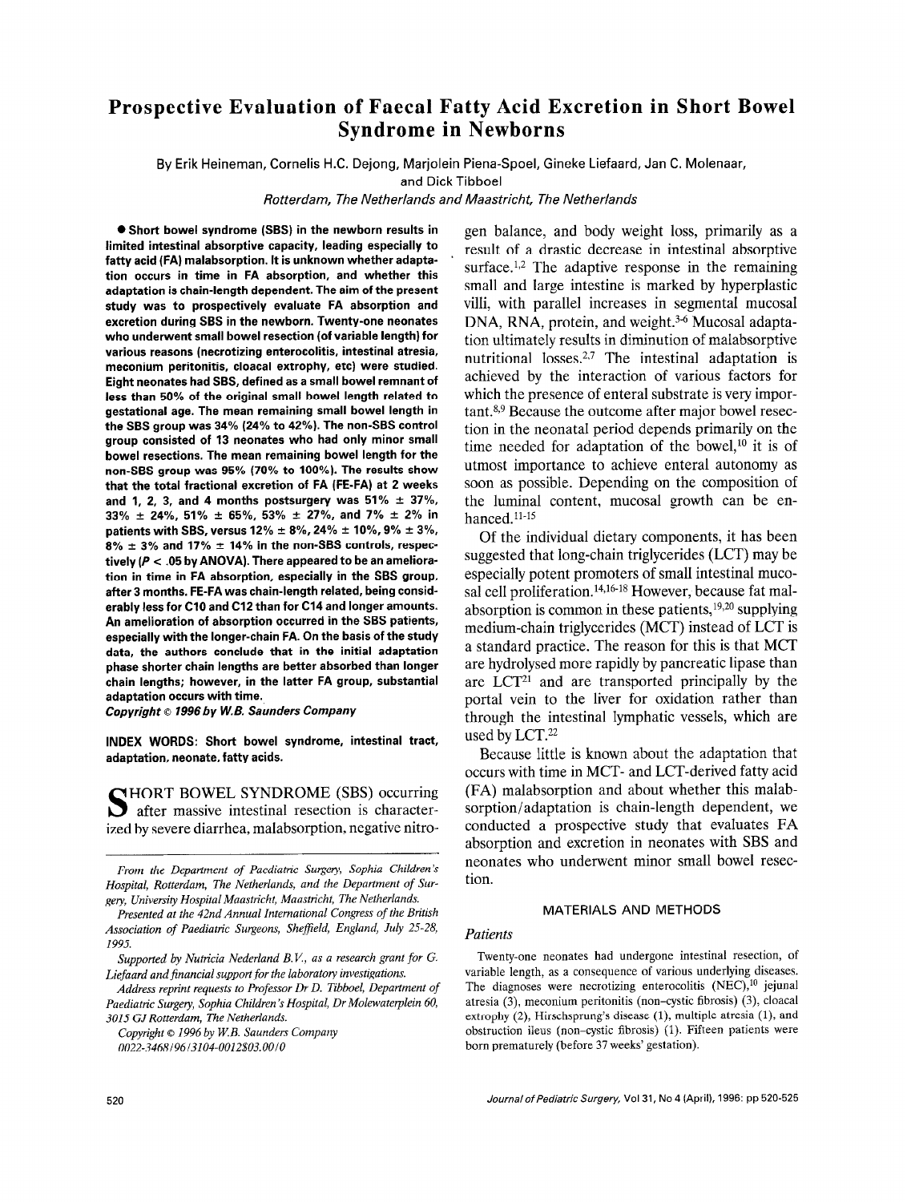# Prospective Evaluation of Faecal Fatty Acid Excretion in Short Bowel Syndrome in Newborns

By Erik Heineman, Cornelis H.C. Dejong, Marjolein Piena-Spoel, Gineke Liefaard, Jan C. Molenaar, and Dick Tibboel

*Rotterdam, The Netherlands and Maastricht, The Netherlands*

**● Short bowel syndrome (SBS) in the newborn results in limited intestinal absorptive capacity, leading especially to fatty acid (FA) malabsorption. It is unknown whether adaptation occurs in time in FA absorption, and whether this adaptation is chain-length dependent. The aim of the present study was to prospectively evaluate FA absorption and excretion during SBS in the newborn. Twenty-one neonates who underwent small bowel resection (of variable length) for various reasons (necrotizing enterocolitis, intestinal atresia, meconium peritonitis, cloacal extrophy, etc) were studied. Eight neonates had SBS, defined as a small bowel remnant of less than 50% of the original small bowel length related to gestational age. The mean remaining small bowel length in the SBS group was 34% (24% to 42%). The non-SBS control group consisted of 13 neonates who had only minor small bowel resections. The mean remaining bowel length for the non-SBS group was 95% (70% to 100%). The results show that the total fractional excretion of FA (FE-FA) at 2 weeks and 1, 2, 3, and 4 months postsurgery was 51% ± 37%, 33% ± 24%, 51% ± 65%, 53% ± 27%, and 7% ± 2% in patients with SBS, versus 12% ± 8%, 24% ± 10%, 9% ± 3%, 8% ± 3% and 17% ± 14% in the non-SBS controls, respectively ($P < .05$ by ANOVA). There appeared to be an amelioration in time in FA absorption, especially in the SBS group, after 3 months. FE-FA was chain-length related, being considerably less for C10 and C12 than for C14 and longer amounts. An amelioration of absorption occurred in the SBS patients, especially with the longer-chain FA. On the basis of the study data, the authors conclude that in the initial adaptation phase shorter chain lengths are better absorbed than longer chain lengths; however, in the latter FA group, substantial adaptation occurs with time.**

***Copyright © 1996 by W.B. Saunders Company***

**INDEX WORDS: Short bowel syndrome, intestinal tract, adaptation, neonate, fatty acids.**

SHORT BOWEL SYNDROME (SBS) occurring after massive intestinal resection is characterized by severe diarrhea, malabsorption, negative nitrogen balance, and body weight loss, primarily as a result of a drastic decrease in intestinal absorptive surface.[1,2] The adaptive response in the remaining small and large intestine is marked by hyperplastic villi, with parallel increases in segmental mucosal DNA, RNA, protein, and weight.[3-6] Mucosal adaptation ultimately results in diminution of malabsorptive nutritional losses.[2,7] The intestinal adaptation is achieved by the interaction of various factors for which the presence of enteral substrate is very important.[8,9] Because the outcome after major bowel resection in the neonatal period depends primarily on the time needed for adaptation of the bowel,[10] it is of utmost importance to achieve enteral autonomy as soon as possible. Depending on the composition of the luminal content, mucosal growth can be enhanced.[11-15]

Of the individual dietary components, it has been suggested that long-chain triglycerides (LCT) may be especially potent promoters of small intestinal mucosal cell proliferation.[14,16-18] However, because fat malabsorption is common in these patients,[19,20] supplying medium-chain triglycerides (MCT) instead of LCT is a standard practice. The reason for this is that MCT are hydrolysed more rapidly by pancreatic lipase than are LCT[21] and are transported principally by the portal vein to the liver for oxidation rather than through the intestinal lymphatic vessels, which are used by LCT.[22]

Because little is known about the adaptation that occurs with time in MCT- and LCT-derived fatty acid (FA) malabsorption and about whether this malabsorption/adaptation is chain-length dependent, we conducted a prospective study that evaluates FA absorption and excretion in neonates with SBS and neonates who underwent minor small bowel resection.

## MATERIALS AND METHODS

### Patients

Twenty-one neonates had undergone intestinal resection, of variable length, as a consequence of various underlying diseases. The diagnoses were necrotizing enterocolitis (NEC),[10] jejunal atresia (3), meconium peritonitis (non–cystic fibrosis) (3), cloacal extrophy (2), Hirschsprung's disease (1), multiple atresia (1), and obstruction ileus (non–cystic fibrosis) (1). Fifteen patients were born prematurely (before 37 weeks' gestation).

---

*From the Department of Paediatric Surgery, Sophia Children's Hospital, Rotterdam, The Netherlands, and the Department of Surgery, University Hospital Maastricht, Maastricht, The Netherlands.*

*Presented at the 42nd Annual International Congress of the British Association of Paediatric Surgeons, Sheffield, England, July 25-28, 1995.*

*Supported by Nutricia Nederland B.V., as a research grant for G. Liefaard and financial support for the laboratory investigations.*

*Address reprint requests to Professor Dr D. Tibboel, Department of Paediatric Surgery, Sophia Children's Hospital, Dr Molewaterplein 60, 3015 GJ Rotterdam, The Netherlands.*

*Copyright © 1996 by W.B. Saunders Company*

*0022-3468/96/3104-0012$03.00/0*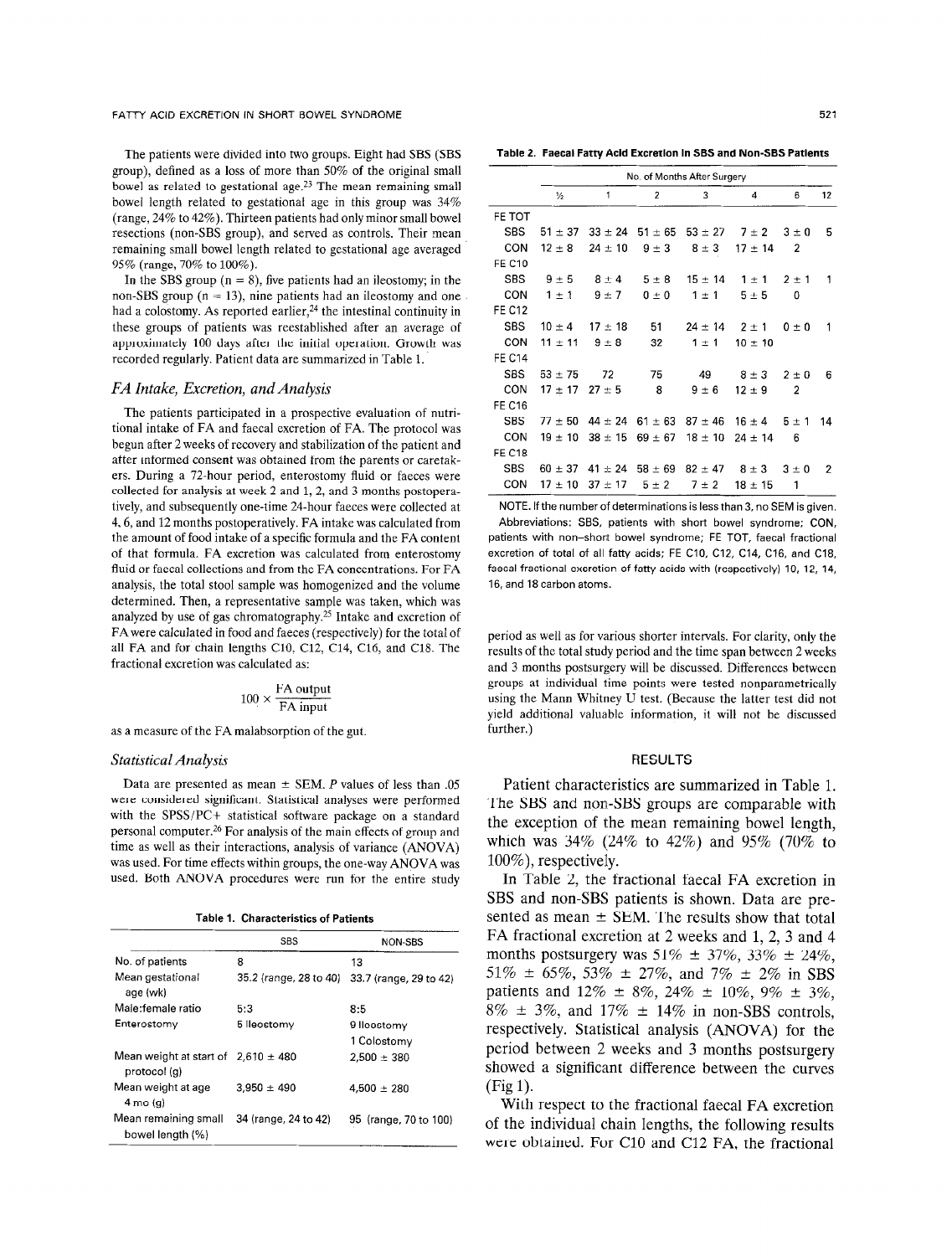The patients were divided into two groups. Eight had SBS (SBS group), defined as a loss of more than 50% of the original small bowel as related to gestational age.[23] The mean remaining small bowel length related to gestational age in this group was 34% (range, 24% to 42%). Thirteen patients had only minor small bowel resections (non-SBS group), and served as controls. Their mean remaining small bowel length related to gestational age averaged 95% (range, 70% to 100%).

In the SBS group (n = 8), five patients had an ileostomy; in the non-SBS group (n = 13), nine patients had an ileostomy and one had a colostomy. As reported earlier,[24] the intestinal continuity in these groups of patients was reestablished after an average of approximately 100 days after the initial operation. Growth was recorded regularly. Patient data are summarized in Table 1.

### *FA Intake, Excretion, and Analysis*

The patients participated in a prospective evaluation of nutritional intake of FA and faecal excretion of FA. The protocol was begun after 2 weeks of recovery and stabilization of the patient and after informed consent was obtained from the parents or caretakers. During a 72-hour period, enterostomy fluid or faeces were collected for analysis at week 2 and 1, 2, and 3 months postoperatively, and subsequently one-time 24-hour faeces were collected at 4, 6, and 12 months postoperatively. FA intake was calculated from the amount of food intake of a specific formula and the FA content of that formula. FA excretion was calculated from enterostomy fluid or faecal collections and from the FA concentrations. For FA analysis, the total stool sample was homogenized and the volume determined. Then, a representative sample was taken, which was analyzed by use of gas chromatography.[25] Intake and excretion of FA were calculated in food and faeces (respectively) for the total of all FA and for chain lengths C10, C12, C14, C16, and C18. The fractional excretion was calculated as:

$$100 \times \frac{\text{FA output}}{\text{FA input}}$$

as a measure of the FA malabsorption of the gut.

### *Statistical Analysis*

Data are presented as mean ± SEM. *P* values of less than .05 were considered significant. Statistical analyses were performed with the SPSS/PC+ statistical software package on a standard personal computer.[26] For analysis of the main effects of group and time as well as their interactions, analysis of variance (ANOVA) was used. For time effects within groups, the one-way ANOVA was used. Both ANOVA procedures were run for the entire study period as well as for various shorter intervals. For clarity, only the results of the total study period and the time span between 2 weeks and 3 months postsurgery will be discussed. Differences between groups at individual time points were tested nonparametrically using the Mann Whitney U test. (Because the latter test did not yield additional valuable information, it will not be discussed further.)

**Table 1. Characteristics of Patients**

| | SBS | NON-SBS |
|---|---|---|
| No. of patients | 8 | 13 |
| Mean gestational age (wk) | 35.2 (range, 28 to 40) | 33.7 (range, 29 to 42) |
| Male:female ratio | 5:3 | 8:5 |
| Enterostomy | 5 Ileostomy | 9 Ileostomy<br>1 Colostomy |
| Mean weight at start of protocol (g) | 2,610 ± 480 | 2,500 ± 380 |
| Mean weight at age 4 mo (g) | 3,950 ± 490 | 4,500 ± 280 |
| Mean remaining small bowel length (%) | 34 (range, 24 to 42) | 95 (range, 70 to 100) |

**Table 2. Faecal Fatty Acid Excretion in SBS and Non-SBS Patients**

| | No. of Months After Surgery | | | | | | |
|---|---|---|---|---|---|---|---|
| | ½ | 1 | 2 | 3 | 4 | 6 | 12 |
| FE TOT | | | | | | | |
| SBS | 51 ± 37 | 33 ± 24 | 51 ± 65 | 53 ± 27 | 7 ± 2 | 3 ± 0 | 5 |
| CON | 12 ± 8 | 24 ± 10 | 9 ± 3 | 8 ± 3 | 17 ± 14 | 2 | |
| FE C10 | | | | | | | |
| SBS | 9 ± 5 | 8 ± 4 | 5 ± 8 | 15 ± 14 | 1 ± 1 | 2 ± 1 | 1 |
| CON | 1 ± 1 | 9 ± 7 | 0 ± 0 | 1 ± 1 | 5 ± 5 | 0 | |
| FE C12 | | | | | | | |
| SBS | 10 ± 4 | 17 ± 18 | 51 | 24 ± 14 | 2 ± 1 | 0 ± 0 | 1 |
| CON | 11 ± 11 | 9 ± 8 | 32 | 1 ± 1 | 10 ± 10 | | |
| FE C14 | | | | | | | |
| SBS | 53 ± 75 | 72 | 75 | 49 | 8 ± 3 | 2 ± 0 | 6 |
| CON | 17 ± 17 | 27 ± 5 | 8 | 9 ± 6 | 12 ± 9 | 2 | |
| FE C16 | | | | | | | |
| SBS | 77 ± 50 | 44 ± 24 | 61 ± 63 | 87 ± 46 | 16 ± 4 | 5 ± 1 | 14 |
| CON | 19 ± 10 | 38 ± 15 | 69 ± 67 | 18 ± 10 | 24 ± 14 | 6 | |
| FE C18 | | | | | | | |
| SBS | 60 ± 37 | 41 ± 24 | 58 ± 69 | 82 ± 47 | 8 ± 3 | 3 ± 0 | 2 |
| CON | 17 ± 10 | 37 ± 17 | 5 ± 2 | 7 ± 2 | 18 ± 15 | 1 | |

NOTE. If the number of determinations is less than 3, no SEM is given.
Abbreviations: SBS, patients with short bowel syndrome; CON, patients with non–short bowel syndrome; FE TOT, faecal fractional excretion of total of all fatty acids; FE C10, C12, C14, C16, and C18, faecal fractional excretion of fatty acids with (respectively) 10, 12, 14, 16, and 18 carbon atoms.

## RESULTS

Patient characteristics are summarized in Table 1. The SBS and non-SBS groups are comparable with the exception of the mean remaining bowel length, which was 34% (24% to 42%) and 95% (70% to 100%), respectively.

In Table 2, the fractional faecal FA excretion in SBS and non-SBS patients is shown. Data are presented as mean ± SEM. The results show that total FA fractional excretion at 2 weeks and 1, 2, 3 and 4 months postsurgery was 51% ± 37%, 33% ± 24%, 51% ± 65%, 53% ± 27%, and 7% ± 2% in SBS patients and 12% ± 8%, 24% ± 10%, 9% ± 3%, 8% ± 3%, and 17% ± 14% in non-SBS controls, respectively. Statistical analysis (ANOVA) for the period between 2 weeks and 3 months postsurgery showed a significant difference between the curves (Fig 1).

With respect to the fractional faecal FA excretion of the individual chain lengths, the following results were obtained. For C10 and C12 FA, the fractional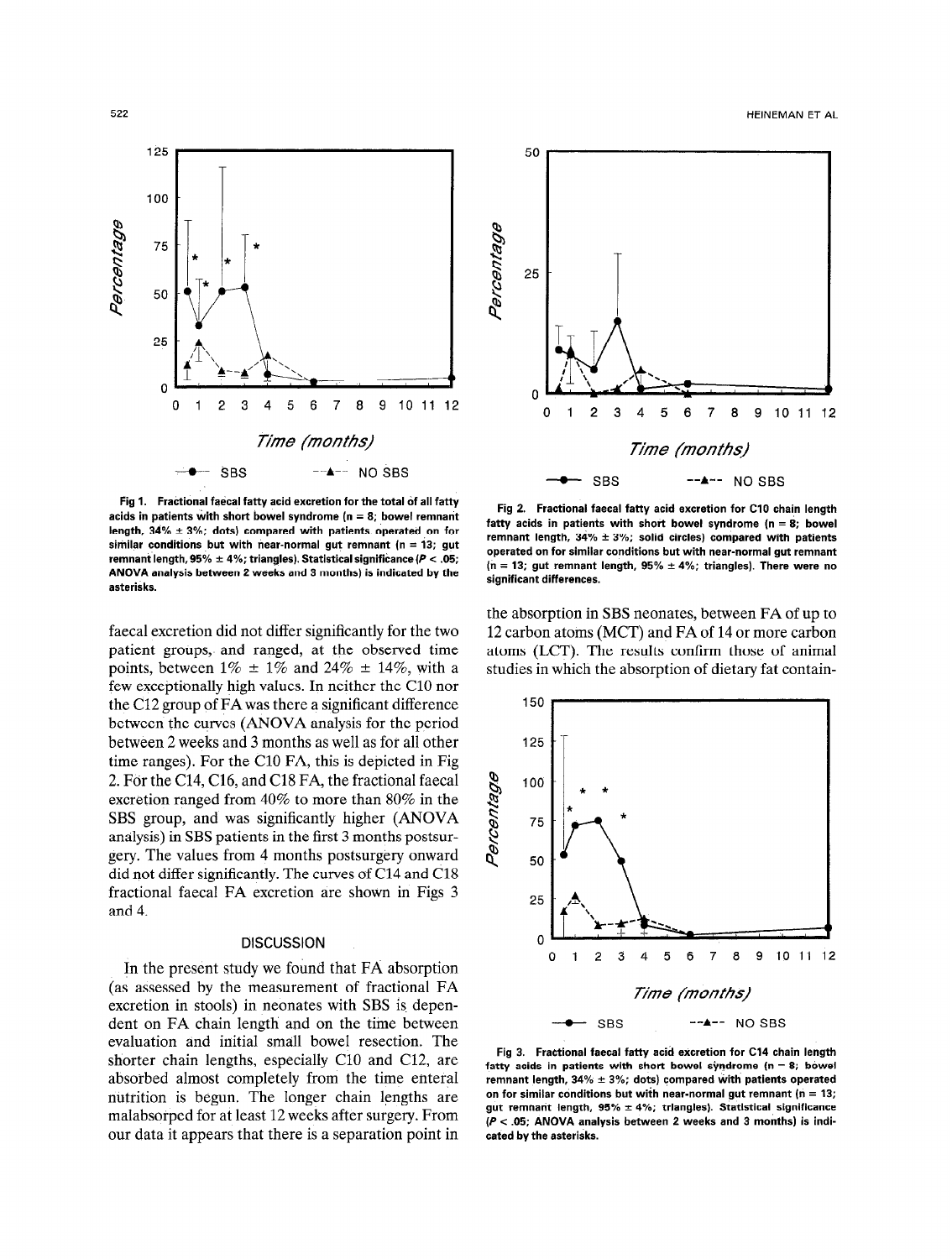Fig 1. Fractional faecal fatty acid excretion for the total of all fatty acids in patients with short bowel syndrome (n = 8; bowel remnant length, 34% ± 3%; dots) compared with patients operated on for similar conditions but with near-normal gut remnant (n = 13; gut remnant length, 95% ± 4%; triangles). Statistical significance ($P < .05$; ANOVA analysis between 2 weeks and 3 months) is indicated by the asterisks.

Fig 2. Fractional faecal fatty acid excretion for C10 chain length fatty acids in patients with short bowel syndrome (n = 8; bowel remnant length, 34% ± 3%; solid circles) compared with patients operated on for similar conditions but with near-normal gut remnant (n = 13; gut remnant length, 95% ± 4%; triangles). There were no significant differences.

faecal excretion did not differ significantly for the two patient groups, and ranged, at the observed time points, between 1% ± 1% and 24% ± 14%, with a few exceptionally high values. In neither the C10 nor the C12 group of FA was there a significant difference between the curves (ANOVA analysis for the period between 2 weeks and 3 months as well as for all other time ranges). For the C10 FA, this is depicted in Fig 2. For the C14, C16, and C18 FA, the fractional faecal excretion ranged from 40% to more than 80% in the SBS group, and was significantly higher (ANOVA analysis) in SBS patients in the first 3 months postsurgery. The values from 4 months postsurgery onward did not differ significantly. The curves of C14 and C18 fractional faecal FA excretion are shown in Figs 3 and 4.

## DISCUSSION

In the present study we found that FA absorption (as assessed by the measurement of fractional FA excretion in stools) in neonates with SBS is dependent on FA chain length and on the time between evaluation and initial small bowel resection. The shorter chain lengths, especially C10 and C12, are absorbed almost completely from the time enteral nutrition is begun. The longer chain lengths are malabsorped for at least 12 weeks after surgery. From our data it appears that there is a separation point in the absorption in SBS neonates, between FA of up to 12 carbon atoms (MCT) and FA of 14 or more carbon atoms (LCT). The results confirm those of animal studies in which the absorption of dietary fat contain-

Fig 3. Fractional faecal fatty acid excretion for C14 chain length fatty acids in patients with short bowel syndrome (n = 8; bowel remnant length, 34% ± 3%; dots) compared with patients operated on for similar conditions but with near-normal gut remnant (n = 13; gut remnant length, 95% ± 4%; triangles). Statistical significance ($P < .05$; ANOVA analysis between 2 weeks and 3 months) is indicated by the asterisks.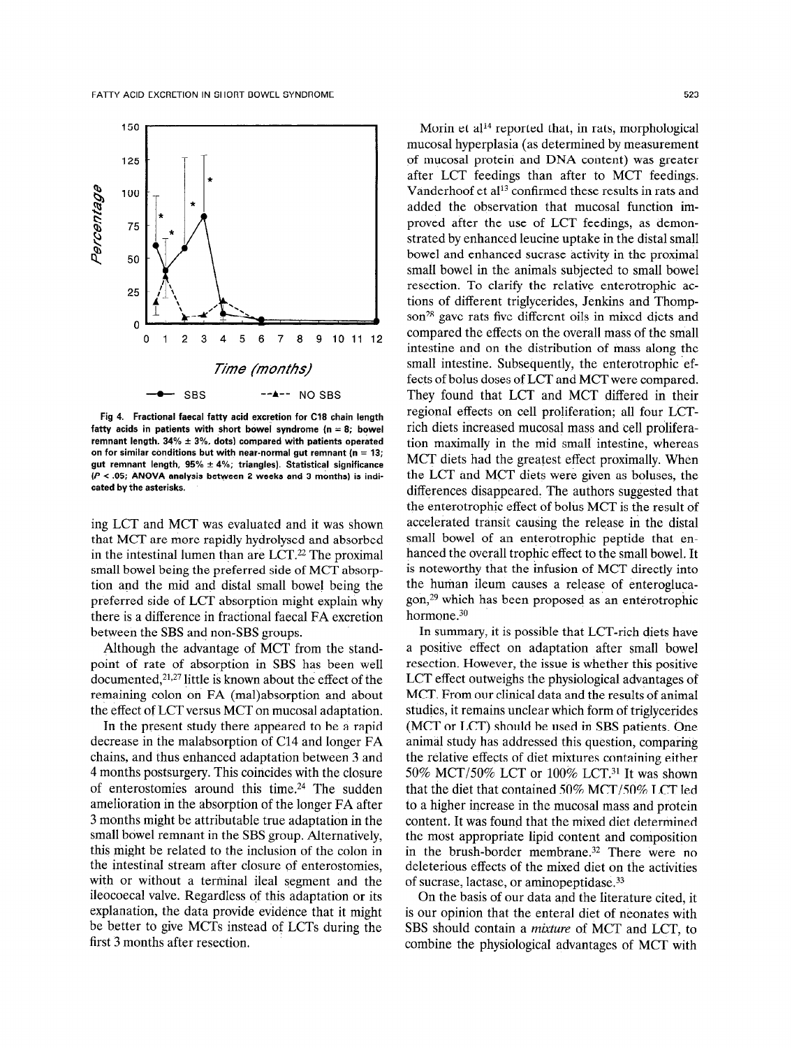Fig 4. Fractional faecal fatty acid excretion for C18 chain length fatty acids in patients with short bowel syndrome (n = 8; bowel remnant length, 34% ± 3%, dots) compared with patients operated on for similar conditions but with near-normal gut remnant (n = 13; gut remnant length, 95% ± 4%; triangles). Statistical significance ($P < .05$; ANOVA analysis between 2 weeks and 3 months) is indicated by the asterisks.

ing LCT and MCT was evaluated and it was shown that MCT are more rapidly hydrolysed and absorbed in the intestinal lumen than are LCT.[22] The proximal small bowel being the preferred side of MCT absorption and the mid and distal small bowel being the preferred side of LCT absorption might explain why there is a difference in fractional faecal FA excretion between the SBS and non-SBS groups.

Although the advantage of MCT from the standpoint of rate of absorption in SBS has been well documented,[21,27] little is known about the effect of the remaining colon on FA (mal)absorption and about the effect of LCT versus MCT on mucosal adaptation.

In the present study there appeared to be a rapid decrease in the malabsorption of C14 and longer FA chains, and thus enhanced adaptation between 3 and 4 months postsurgery. This coincides with the closure of enterostomies around this time.[24] The sudden amelioration in the absorption of the longer FA after 3 months might be attributable true adaptation in the small bowel remnant in the SBS group. Alternatively, this might be related to the inclusion of the colon in the intestinal stream after closure of enterostomies, with or without a terminal ileal segment and the ileocoecal valve. Regardless of this adaptation or its explanation, the data provide evidence that it might be better to give MCTs instead of LCTs during the first 3 months after resection.

Morin et al[14] reported that, in rats, morphological mucosal hyperplasia (as determined by measurement of mucosal protein and DNA content) was greater after LCT feedings than after to MCT feedings. Vanderhoof et al[13] confirmed these results in rats and added the observation that mucosal function improved after the use of LCT feedings, as demonstrated by enhanced leucine uptake in the distal small bowel and enhanced sucrase activity in the proximal small bowel in the animals subjected to small bowel resection. To clarify the relative enterotrophic actions of different triglycerides, Jenkins and Thompson[28] gave rats five different oils in mixed diets and compared the effects on the overall mass of the small intestine and on the distribution of mass along the small intestine. Subsequently, the enterotrophic effects of bolus doses of LCT and MCT were compared. They found that LCT and MCT differed in their regional effects on cell proliferation; all four LCT-rich diets increased mucosal mass and cell proliferation maximally in the mid small intestine, whereas MCT diets had the greatest effect proximally. When the LCT and MCT diets were given as boluses, the differences disappeared. The authors suggested that the enterotrophic effect of bolus MCT is the result of accelerated transit causing the release in the distal small bowel of an enterotrophic peptide that enhanced the overall trophic effect to the small bowel. It is noteworthy that the infusion of MCT directly into the human ileum causes a release of enteroglucagon,[29] which has been proposed as an enterotrophic hormone.[30]

In summary, it is possible that LCT-rich diets have a positive effect on adaptation after small bowel resection. However, the issue is whether this positive LCT effect outweighs the physiological advantages of MCT. From our clinical data and the results of animal studies, it remains unclear which form of triglycerides (MCT or LCT) should be used in SBS patients. One animal study has addressed this question, comparing the relative effects of diet mixtures containing either 50% MCT/50% LCT or 100% LCT.[31] It was shown that the diet that contained 50% MCT/50% LCT led to a higher increase in the mucosal mass and protein content. It was found that the mixed diet determined the most appropriate lipid content and composition in the brush-border membrane.[32] There were no deleterious effects of the mixed diet on the activities of sucrase, lactase, or aminopeptidase.[33]

On the basis of our data and the literature cited, it is our opinion that the enteral diet of neonates with SBS should contain a *mixture* of MCT and LCT, to combine the physiological advantages of MCT with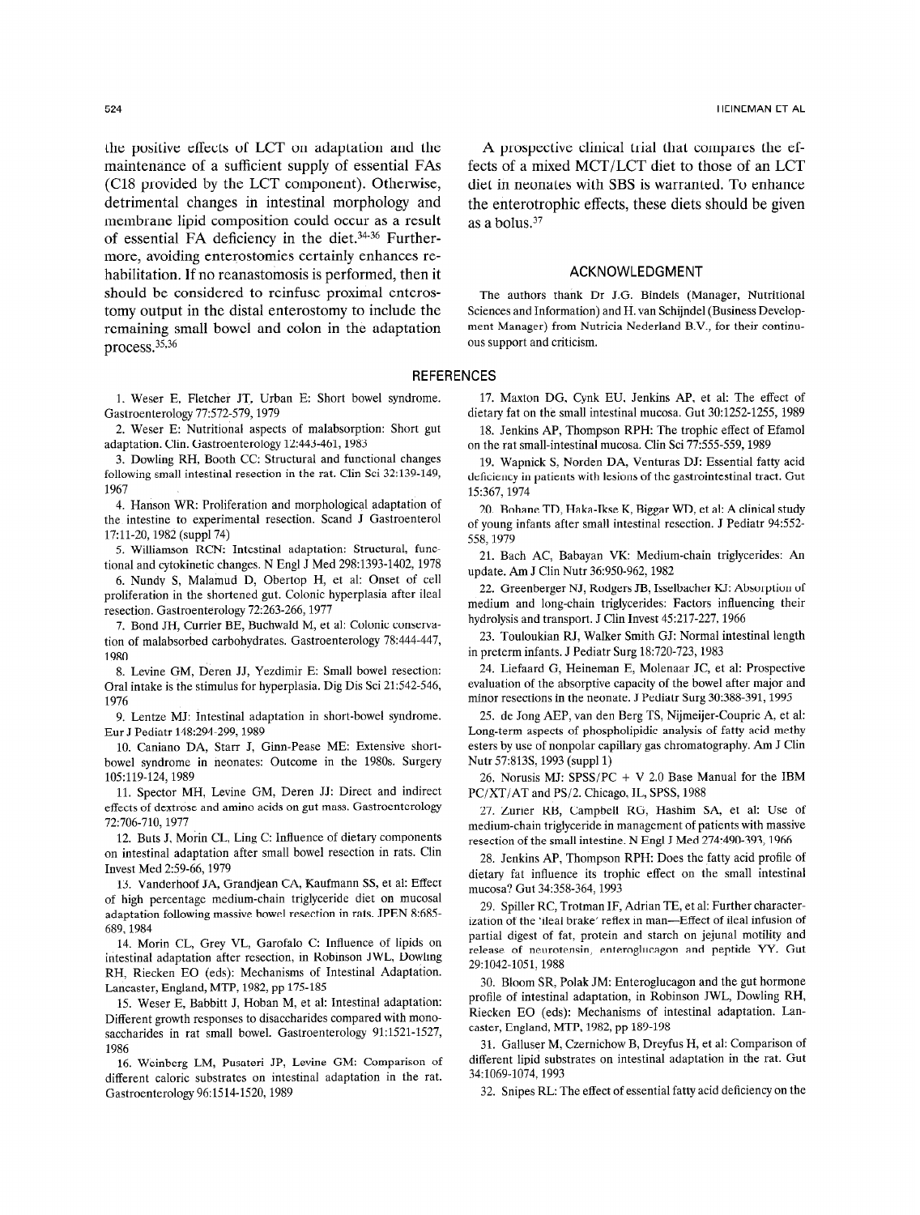the positive effects of LCT on adaptation and the maintenance of a sufficient supply of essential FAs (C18 provided by the LCT component). Otherwise, detrimental changes in intestinal morphology and membrane lipid composition could occur as a result of essential FA deficiency in the diet.[34-36] Furthermore, avoiding enterostomies certainly enhances rehabilitation. If no reanastomosis is performed, then it should be considered to reinfuse proximal enterostomy output in the distal enterostomy to include the remaining small bowel and colon in the adaptation process.[35,36]

A prospective clinical trial that compares the effects of a mixed MCT/LCT diet to those of an LCT diet in neonates with SBS is warranted. To enhance the enterotrophic effects, these diets should be given as a bolus.[37]

## ACKNOWLEDGMENT

The authors thank Dr J.G. Bindels (Manager, Nutritional Sciences and Information) and H. van Schijndel (Business Development Manager) from Nutricia Nederland B.V., for their continuous support and criticism.

## REFERENCES

1. Weser E, Fletcher JT, Urban E: Short bowel syndrome. Gastroenterology 77:572-579, 1979
2. Weser E: Nutritional aspects of malabsorption: Short gut adaptation. Clin. Gastroenterology 12:443-461, 1983
3. Dowling RH, Booth CC: Structural and functional changes following small intestinal resection in the rat. Clin Sci 32:139-149, 1967
4. Hanson WR: Proliferation and morphological adaptation of the intestine to experimental resection. Scand J Gastroenterol 17:11-20, 1982 (suppl 74)
5. Williamson RCN: Intestinal adaptation: Structural, functional and cytokinetic changes. N Engl J Med 298:1393-1402, 1978
6. Nundy S, Malamud D, Obertop H, et al: Onset of cell proliferation in the shortened gut. Colonic hyperplasia after ileal resection. Gastroenterology 72:263-266, 1977
7. Bond JH, Currier BE, Buchwald M, et al: Colonic conservation of malabsorbed carbohydrates. Gastroenterology 78:444-447, 1980
8. Levine GM, Deren JJ, Yezdimir E: Small bowel resection: Oral intake is the stimulus for hyperplasia. Dig Dis Sci 21:542-546, 1976
9. Lentze MJ: Intestinal adaptation in short-bowel syndrome. Eur J Pediatr 148:294-299, 1989
10. Caniano DA, Starr J, Ginn-Pease ME: Extensive short-bowel syndrome in neonates: Outcome in the 1980s. Surgery 105:119-124, 1989
11. Spector MH, Levine GM, Deren JJ: Direct and indirect effects of dextrose and amino acids on gut mass. Gastroenterology 72:706-710, 1977
12. Buts J, Morin CL, Ling C: Influence of dietary components on intestinal adaptation after small bowel resection in rats. Clin Invest Med 2:59-66, 1979
13. Vanderhoof JA, Grandjean CA, Kaufmann SS, et al: Effect of high percentage medium-chain triglyceride diet on mucosal adaptation following massive bowel resection in rats. JPEN 8:685-689, 1984
14. Morin CL, Grey VL, Garofalo C: Influence of lipids on intestinal adaptation after resection, in Robinson JWL, Dowling RH, Riecken EO (eds): Mechanisms of Intestinal Adaptation. Lancaster, England, MTP, 1982, pp 175-185
15. Weser E, Babbitt J, Hoban M, et al: Intestinal adaptation: Different growth responses to disaccharides compared with monosaccharides in rat small bowel. Gastroenterology 91:1521-1527, 1986
16. Weinberg LM, Pusateri JP, Levine GM: Comparison of different caloric substrates on intestinal adaptation in the rat. Gastroenterology 96:1514-1520, 1989
17. Maxton DG, Cynk EU, Jenkins AP, et al: The effect of dietary fat on the small intestinal mucosa. Gut 30:1252-1255, 1989
18. Jenkins AP, Thompson RPH: The trophic effect of Efamol on the rat small-intestinal mucosa. Clin Sci 77:555-559, 1989
19. Wapnick S, Norden DA, Venturas DJ: Essential fatty acid deficiency in patients with lesions of the gastrointestinal tract. Gut 15:367, 1974
20. Bohane TD, Haka-Ikse K, Biggar WD, et al: A clinical study of young infants after small intestinal resection. J Pediatr 94:552-558, 1979
21. Bach AC, Babayan VK: Medium-chain triglycerides: An update. Am J Clin Nutr 36:950-962, 1982
22. Greenberger NJ, Rodgers JB, Isselbacher KJ: Absorption of medium and long-chain triglycerides: Factors influencing their hydrolysis and transport. J Clin Invest 45:217-227, 1966
23. Touloukian RJ, Walker Smith GJ: Normal intestinal length in preterm infants. J Pediatr Surg 18:720-723, 1983
24. Liefaard G, Heineman E, Molenaar JC, et al: Prospective evaluation of the absorptive capacity of the bowel after major and minor resections in the neonate. J Pediatr Surg 30:388-391, 1995
25. de Jong AEP, van den Berg TS, Nijmeijer-Couprie A, et al: Long-term aspects of phospholipidic analysis of fatty acid methy esters by use of nonpolar capillary gas chromatography. Am J Clin Nutr 57:813S, 1993 (suppl 1)
26. Norusis MJ: SPSS/PC + V 2.0 Base Manual for the IBM PC/XT/AT and PS/2. Chicago, IL, SPSS, 1988
27. Zurier RB, Campbell RG, Hashim SA, et al: Use of medium-chain triglyceride in management of patients with massive resection of the small intestine. N Engl J Med 274:490-393, 1966
28. Jenkins AP, Thompson RPH: Does the fatty acid profile of dietary fat influence its trophic effect on the small intestinal mucosa? Gut 34:358-364, 1993
29. Spiller RC, Trotman IF, Adrian TE, et al: Further characterization of the 'ileal brake' reflex in man—Effect of ileal infusion of partial digest of fat, protein and starch on jejunal motility and release of neurotensin, enteroglucagon and peptide YY. Gut 29:1042-1051, 1988
30. Bloom SR, Polak JM: Enteroglucagon and the gut hormone profile of intestinal adaptation, in Robinson JWL, Dowling RH, Riecken EO (eds): Mechanisms of intestinal adaptation. Lancaster, England, MTP, 1982, pp 189-198
31. Galluser M, Czernichow B, Dreyfus H, et al: Comparison of different lipid substrates on intestinal adaptation in the rat. Gut 34:1069-1074, 1993
32. Snipes RL: The effect of essential fatty acid deficiency on the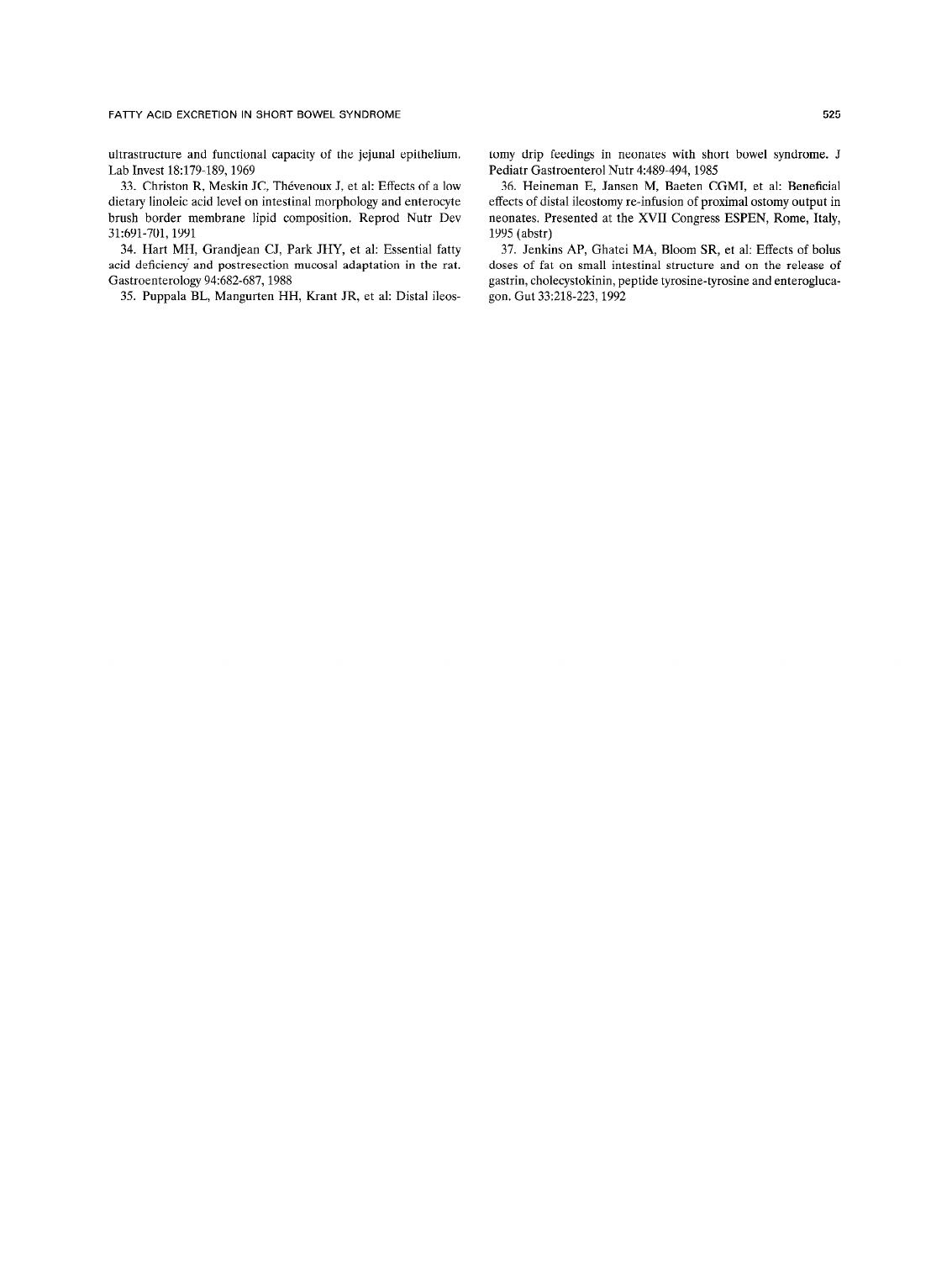ultrastructure and functional capacity of the jejunal epithelium. Lab Invest 18:179-189, 1969

33. Christon R, Meskin JC, Thévenoux J, et al: Effects of a low dietary linoleic acid level on intestinal morphology and enterocyte brush border membrane lipid composition. Reprod Nutr Dev 31:691-701, 1991

34. Hart MH, Grandjean CJ, Park JHY, et al: Essential fatty acid deficiency and postresection mucosal adaptation in the rat. Gastroenterology 94:682-687, 1988

35. Puppala BL, Mangurten HH, Krant JR, et al: Distal ileostomy drip feedings in neonates with short bowel syndrome. J Pediatr Gastroenterol Nutr 4:489-494, 1985

36. Heineman E, Jansen M, Baeten CGMI, et al: Beneficial effects of distal ileostomy re-infusion of proximal ostomy output in neonates. Presented at the XVII Congress ESPEN, Rome, Italy, 1995 (abstr)

37. Jenkins AP, Ghatei MA, Bloom SR, et al: Effects of bolus doses of fat on small intestinal structure and on the release of gastrin, cholecystokinin, peptide tyrosine-tyrosine and enteroglucagon. Gut 33:218-223, 1992